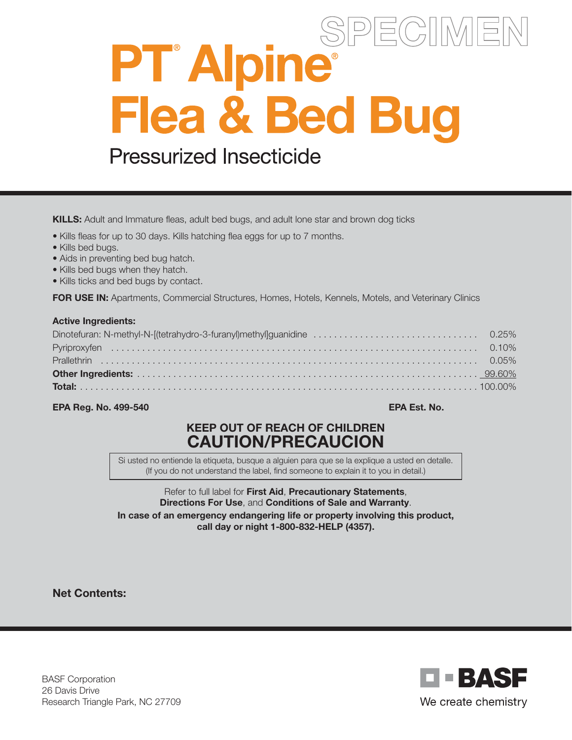SPECIMEN

# PT® Alpine® Flea & Bed Bug

## Pressurized Insecticide

**KILLS:** Adult and Immature fleas, adult bed bugs, and adult lone star and brown dog ticks

- Kills fleas for up to 30 days. Kills hatching flea eggs for up to 7 months.
- Kills bed bugs.
- Aids in preventing bed bug hatch.
- Kills bed bugs when they hatch.
- Kills ticks and bed bugs by contact.

**FOR USE IN:** Apartments, Commercial Structures, Homes, Hotels, Kennels, Motels, and Veterinary Clinics

**Active Ingredients:**

| | |
|---|---|
| Dinotefuran: N-methyl-N-[(tetrahydro-3-furanyl)methyl]guanidine | 0.25% |
| Pyriproxyfen | 0.10% |
| Prallethrin | 0.05% |
| **Other Ingredients:** | 99.60% |
| **Total:** | 100.00% |

**EPA Reg. No. 499-540** **EPA Est. No.**

**KEEP OUT OF REACH OF CHILDREN**

**CAUTION/PRECAUCION**

Si usted no entiende la etiqueta, busque a alguien para que se la explique a usted en detalle. (If you do not understand the label, find someone to explain it to you in detail.)

Refer to full label for **First Aid**, **Precautionary Statements**, **Directions For Use**, and **Conditions of Sale and Warranty**.

**In case of an emergency endangering life or property involving this product, call day or night 1-800-832-HELP (4357).**

**Net Contents:**

BASF Corporation
26 Davis Drive
Research Triangle Park, NC 27709

BASF
We create chemistry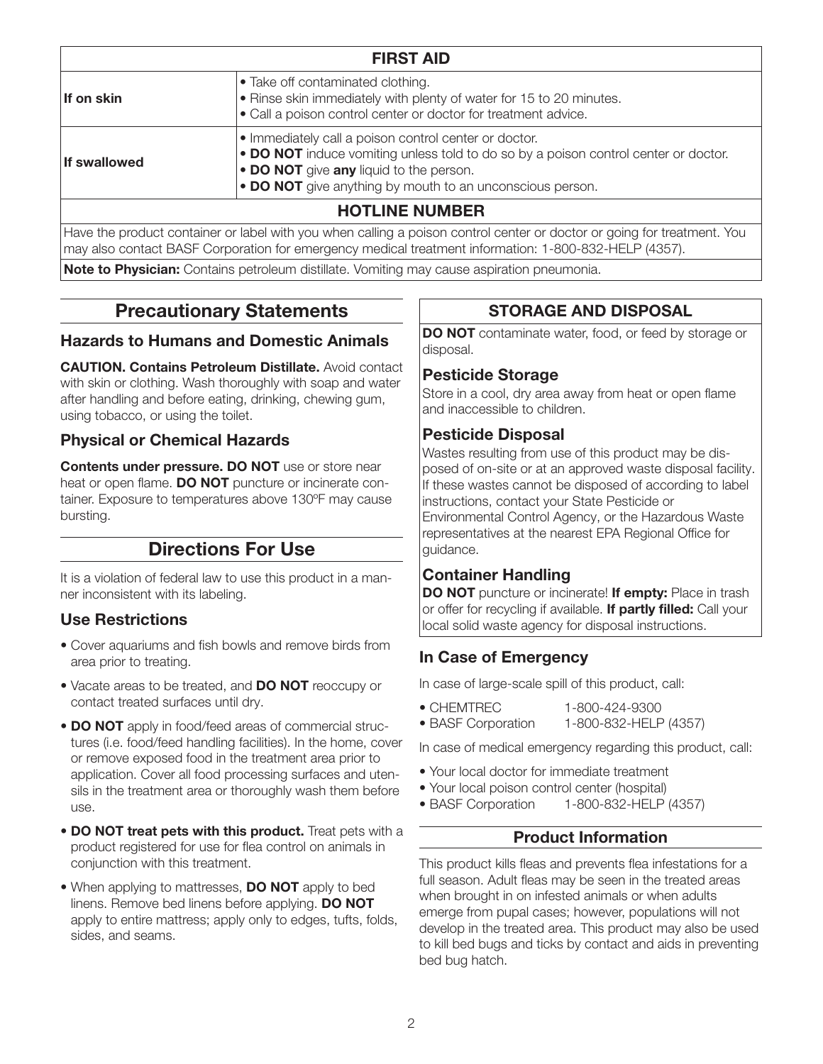| FIRST AID | |
|---|---|
| **If on skin** | • Take off contaminated clothing.<br>• Rinse skin immediately with plenty of water for 15 to 20 minutes.<br>• Call a poison control center or doctor for treatment advice. |
| **If swallowed** | • Immediately call a poison control center or doctor.<br>• **DO NOT** induce vomiting unless told to do so by a poison control center or doctor.<br>• **DO NOT** give **any** liquid to the person.<br>• **DO NOT** give anything by mouth to an unconscious person. |

**HOTLINE NUMBER**

Have the product container or label with you when calling a poison control center or doctor or going for treatment. You may also contact BASF Corporation for emergency medical treatment information: 1-800-832-HELP (4357).

**Note to Physician:** Contains petroleum distillate. Vomiting may cause aspiration pneumonia.

## Precautionary Statements

### Hazards to Humans and Domestic Animals

**CAUTION. Contains Petroleum Distillate.** Avoid contact with skin or clothing. Wash thoroughly with soap and water after handling and before eating, drinking, chewing gum, using tobacco, or using the toilet.

### Physical or Chemical Hazards

**Contents under pressure. DO NOT** use or store near heat or open flame. **DO NOT** puncture or incinerate container. Exposure to temperatures above 130ºF may cause bursting.

## Directions For Use

It is a violation of federal law to use this product in a manner inconsistent with its labeling.

### Use Restrictions

- Cover aquariums and fish bowls and remove birds from area prior to treating.
- Vacate areas to be treated, and **DO NOT** reoccupy or contact treated surfaces until dry.
- **DO NOT** apply in food/feed areas of commercial structures (i.e. food/feed handling facilities). In the home, cover or remove exposed food in the treatment area prior to application. Cover all food processing surfaces and utensils in the treatment area or thoroughly wash them before use.
- **DO NOT treat pets with this product.** Treat pets with a product registered for use for flea control on animals in conjunction with this treatment.
- When applying to mattresses, **DO NOT** apply to bed linens. Remove bed linens before applying. **DO NOT** apply to entire mattress; apply only to edges, tufts, folds, sides, and seams.

## STORAGE AND DISPOSAL

**DO NOT** contaminate water, food, or feed by storage or disposal.

### Pesticide Storage

Store in a cool, dry area away from heat or open flame and inaccessible to children.

### Pesticide Disposal

Wastes resulting from use of this product may be disposed of on-site or at an approved waste disposal facility. If these wastes cannot be disposed of according to label instructions, contact your State Pesticide or Environmental Control Agency, or the Hazardous Waste representatives at the nearest EPA Regional Office for guidance.

### Container Handling

**DO NOT** puncture or incinerate! **If empty:** Place in trash or offer for recycling if available. **If partly filled:** Call your local solid waste agency for disposal instructions.

### In Case of Emergency

In case of large-scale spill of this product, call:

- CHEMTREC 1-800-424-9300
- BASF Corporation 1-800-832-HELP (4357)

In case of medical emergency regarding this product, call:

- Your local doctor for immediate treatment
- Your local poison control center (hospital)
- BASF Corporation 1-800-832-HELP (4357)

## Product Information

This product kills fleas and prevents flea infestations for a full season. Adult fleas may be seen in the treated areas when brought in on infested animals or when adults emerge from pupal cases; however, populations will not develop in the treated area. This product may also be used to kill bed bugs and ticks by contact and aids in preventing bed bug hatch.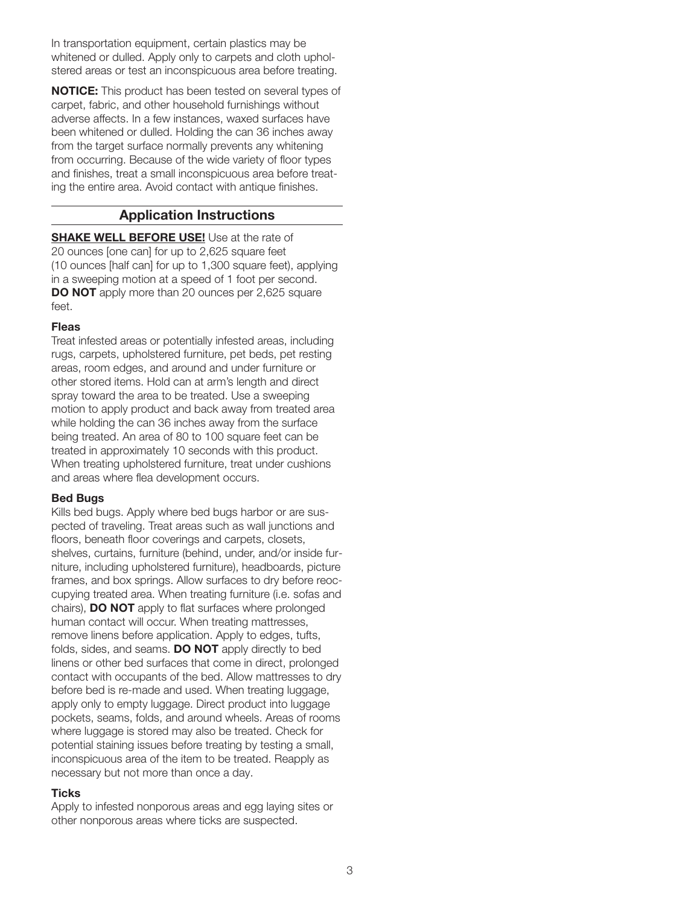In transportation equipment, certain plastics may be whitened or dulled. Apply only to carpets and cloth upholstered areas or test an inconspicuous area before treating.

**NOTICE:** This product has been tested on several types of carpet, fabric, and other household furnishings without adverse affects. In a few instances, waxed surfaces have been whitened or dulled. Holding the can 36 inches away from the target surface normally prevents any whitening from occurring. Because of the wide variety of floor types and finishes, treat a small inconspicuous area before treating the entire area. Avoid contact with antique finishes.

## Application Instructions

**SHAKE WELL BEFORE USE!** Use at the rate of 20 ounces [one can] for up to 2,625 square feet (10 ounces [half can] for up to 1,300 square feet), applying in a sweeping motion at a speed of 1 foot per second. **DO NOT** apply more than 20 ounces per 2,625 square feet.

### Fleas

Treat infested areas or potentially infested areas, including rugs, carpets, upholstered furniture, pet beds, pet resting areas, room edges, and around and under furniture or other stored items. Hold can at arm's length and direct spray toward the area to be treated. Use a sweeping motion to apply product and back away from treated area while holding the can 36 inches away from the surface being treated. An area of 80 to 100 square feet can be treated in approximately 10 seconds with this product. When treating upholstered furniture, treat under cushions and areas where flea development occurs.

### Bed Bugs

Kills bed bugs. Apply where bed bugs harbor or are suspected of traveling. Treat areas such as wall junctions and floors, beneath floor coverings and carpets, closets, shelves, curtains, furniture (behind, under, and/or inside furniture, including upholstered furniture), headboards, picture frames, and box springs. Allow surfaces to dry before reoccupying treated area. When treating furniture (i.e. sofas and chairs), **DO NOT** apply to flat surfaces where prolonged human contact will occur. When treating mattresses, remove linens before application. Apply to edges, tufts, folds, sides, and seams. **DO NOT** apply directly to bed linens or other bed surfaces that come in direct, prolonged contact with occupants of the bed. Allow mattresses to dry before bed is re-made and used. When treating luggage, apply only to empty luggage. Direct product into luggage pockets, seams, folds, and around wheels. Areas of rooms where luggage is stored may also be treated. Check for potential staining issues before treating by testing a small, inconspicuous area of the item to be treated. Reapply as necessary but not more than once a day.

### Ticks

Apply to infested nonporous areas and egg laying sites or other nonporous areas where ticks are suspected.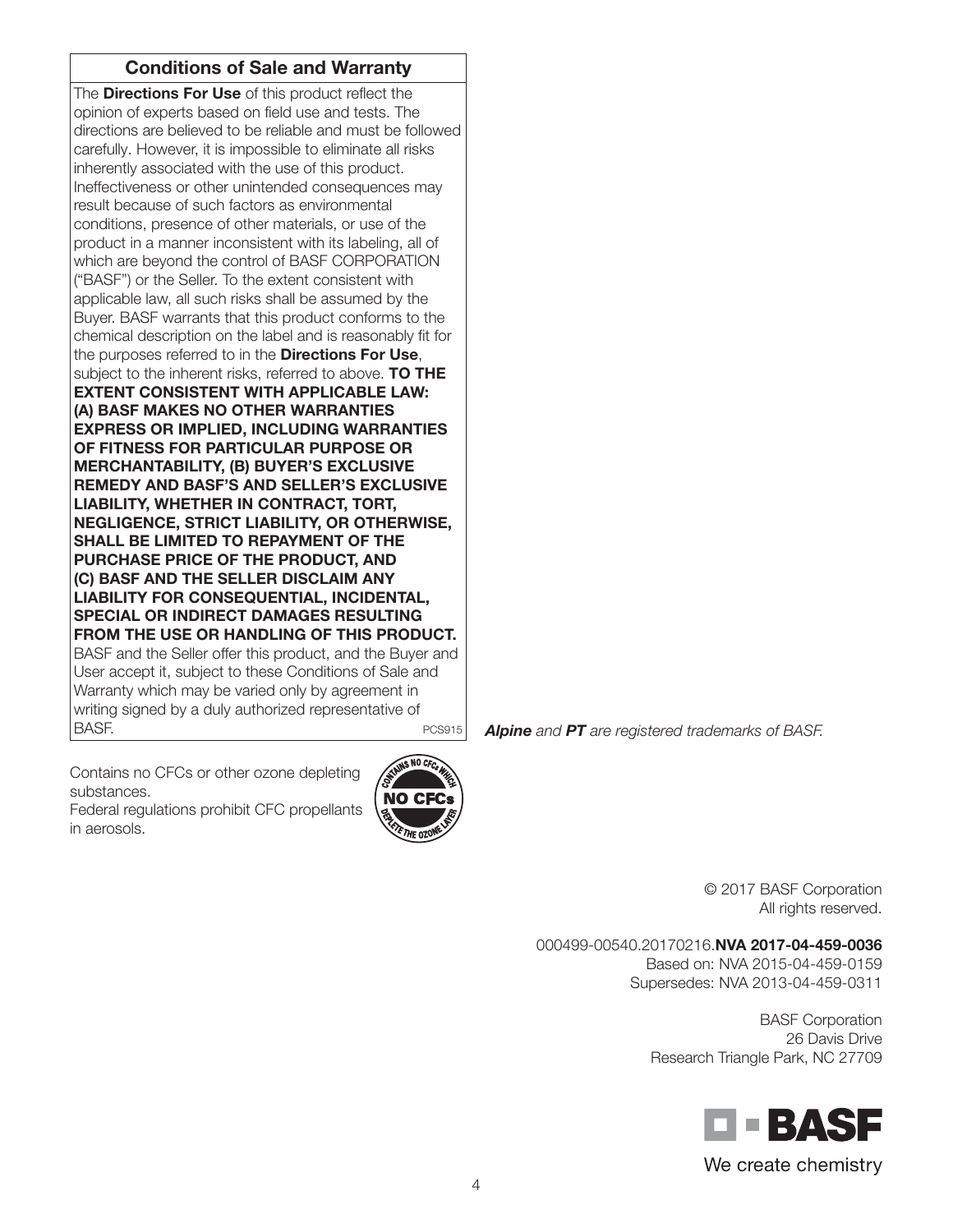## Conditions of Sale and Warranty

The **Directions For Use** of this product reflect the opinion of experts based on field use and tests. The directions are believed to be reliable and must be followed carefully. However, it is impossible to eliminate all risks inherently associated with the use of this product. Ineffectiveness or other unintended consequences may result because of such factors as environmental conditions, presence of other materials, or use of the product in a manner inconsistent with its labeling, all of which are beyond the control of BASF CORPORATION ("BASF") or the Seller. To the extent consistent with applicable law, all such risks shall be assumed by the Buyer. BASF warrants that this product conforms to the chemical description on the label and is reasonably fit for the purposes referred to in the **Directions For Use**, subject to the inherent risks, referred to above. **TO THE EXTENT CONSISTENT WITH APPLICABLE LAW: (A) BASF MAKES NO OTHER WARRANTIES EXPRESS OR IMPLIED, INCLUDING WARRANTIES OF FITNESS FOR PARTICULAR PURPOSE OR MERCHANTABILITY, (B) BUYER'S EXCLUSIVE REMEDY AND BASF'S AND SELLER'S EXCLUSIVE LIABILITY, WHETHER IN CONTRACT, TORT, NEGLIGENCE, STRICT LIABILITY, OR OTHERWISE, SHALL BE LIMITED TO REPAYMENT OF THE PURCHASE PRICE OF THE PRODUCT, AND (C) BASF AND THE SELLER DISCLAIM ANY LIABILITY FOR CONSEQUENTIAL, INCIDENTAL, SPECIAL OR INDIRECT DAMAGES RESULTING FROM THE USE OR HANDLING OF THIS PRODUCT.** BASF and the Seller offer this product, and the Buyer and User accept it, subject to these Conditions of Sale and Warranty which may be varied only by agreement in writing signed by a duly authorized representative of BASF. PCS915

Contains no CFCs or other ozone depleting substances.
Federal regulations prohibit CFC propellants in aerosols.

CONTAINS NO CFCs WHICH DEPLETE THE OZONE LAYER
NO CFCs

***Alpine*** *and* ***PT*** *are registered trademarks of BASF.*

© 2017 BASF Corporation
All rights reserved.

000499-00540.20170216.**NVA 2017-04-459-0036**
Based on: NVA 2015-04-459-0159
Supersedes: NVA 2013-04-459-0311

BASF Corporation
26 Davis Drive
Research Triangle Park, NC 27709

BASF
We create chemistry